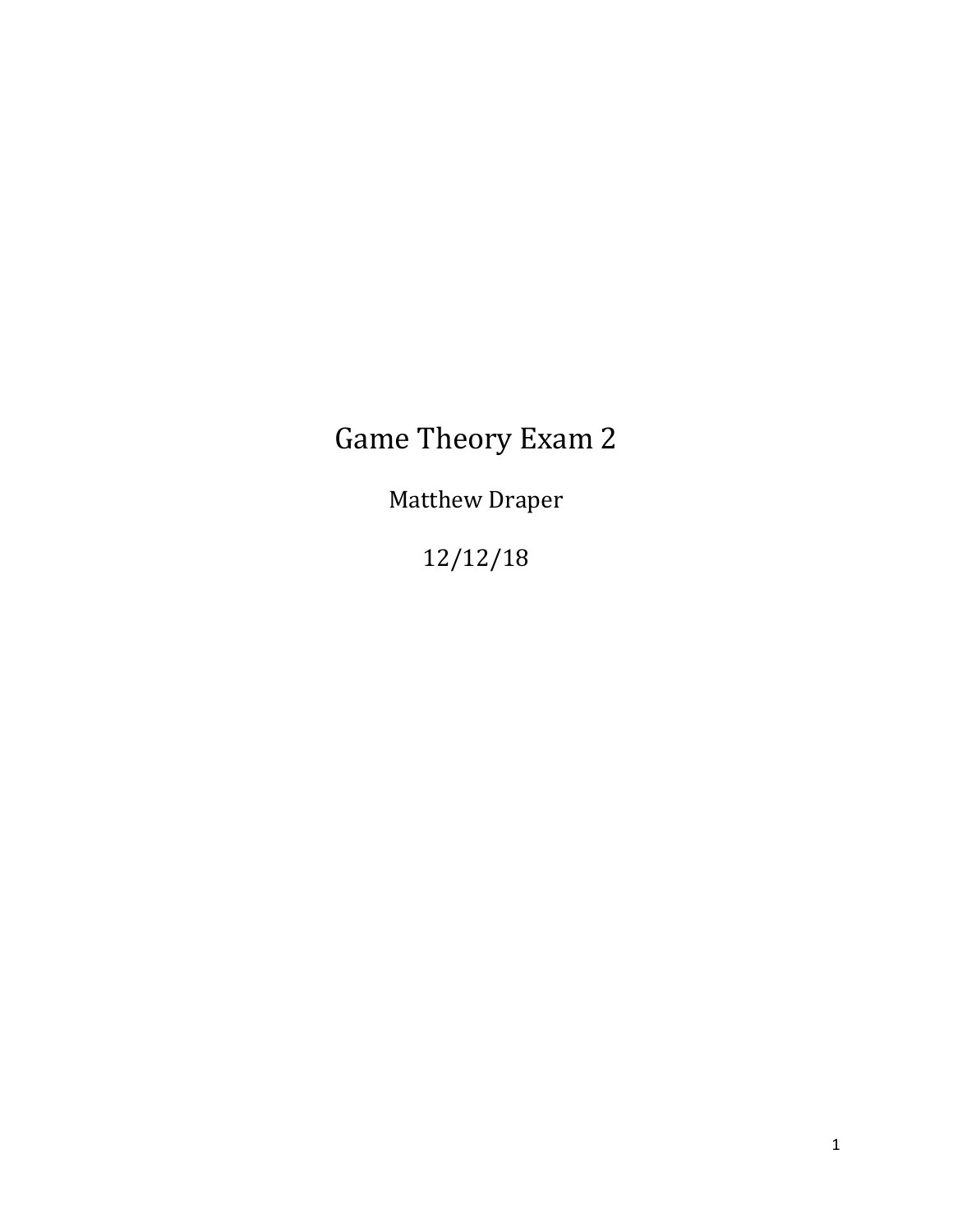# Game Theory Exam 2

Matthew Draper

12/12/18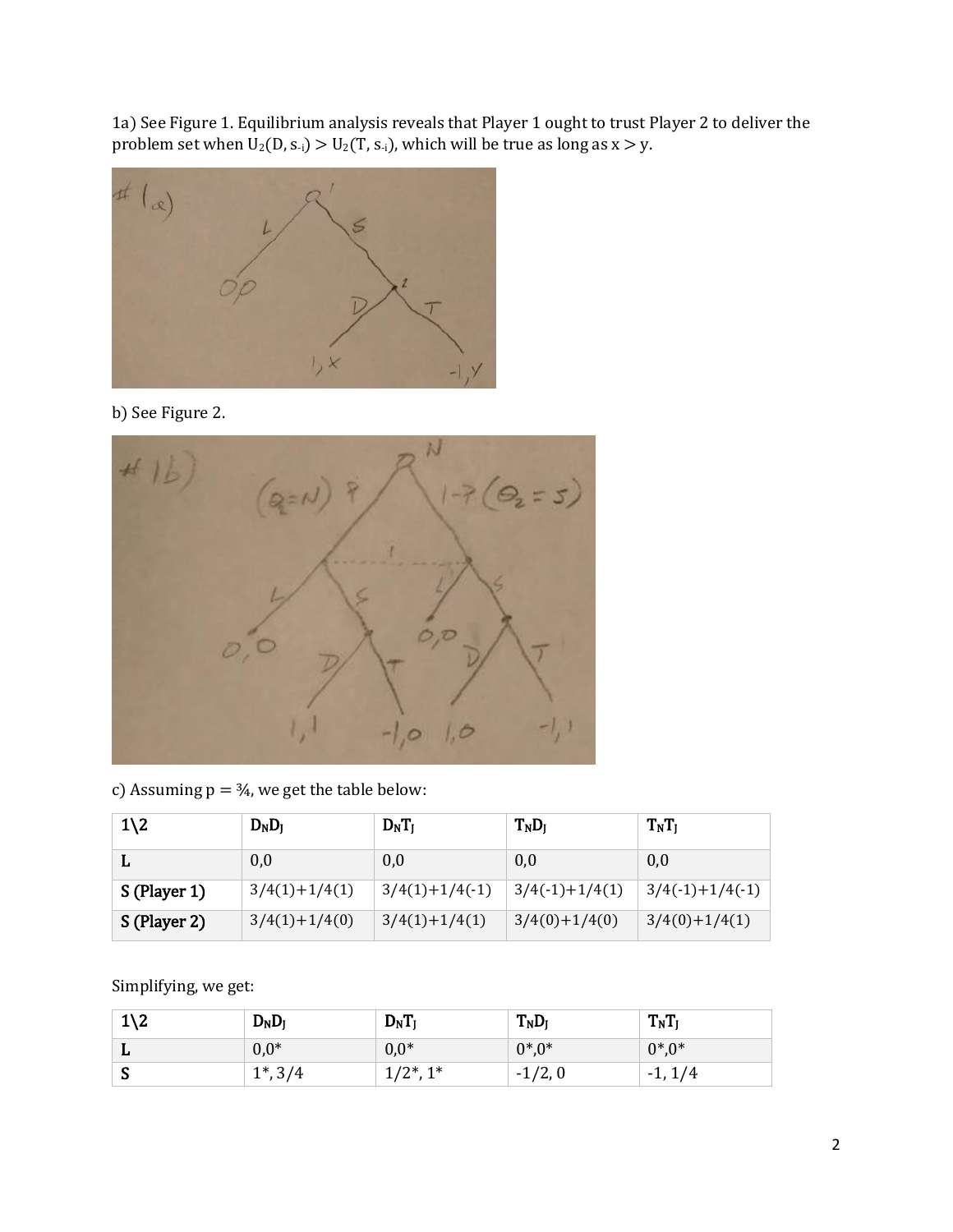1a) See Figure 1. Equilibrium analysis reveals that Player 1 ought to trust Player 2 to deliver the problem set when $U_2(D, s_{-i}) > U_2(T, s_{-i})$, which will be true as long as $x > y$.

b) See Figure 2.

c) Assuming $p = ¾$, we get the table below:

| 1\2 | $D_N D_J$ | $D_N T_J$ | $T_N D_J$ | $T_N T_J$ |
|---|---|---|---|---|
| **L** | 0,0 | 0,0 | 0,0 | 0,0 |
| **S (Player 1)** | 3/4(1)+1/4(1) | 3/4(1)+1/4(-1) | 3/4(-1)+1/4(1) | 3/4(-1)+1/4(-1) |
| **S (Player 2)** | 3/4(1)+1/4(0) | 3/4(1)+1/4(1) | 3/4(0)+1/4(0) | 3/4(0)+1/4(1) |

Simplifying, we get:

| 1\2 | $D_N D_J$ | $D_N T_J$ | $T_N D_J$ | $T_N T_J$ |
|---|---|---|---|---|
| **L** | 0,0* | 0,0* | 0*,0* | 0*,0* |
| **S** | 1*, 3/4 | 1/2*, 1* | -1/2, 0 | -1, 1/4 |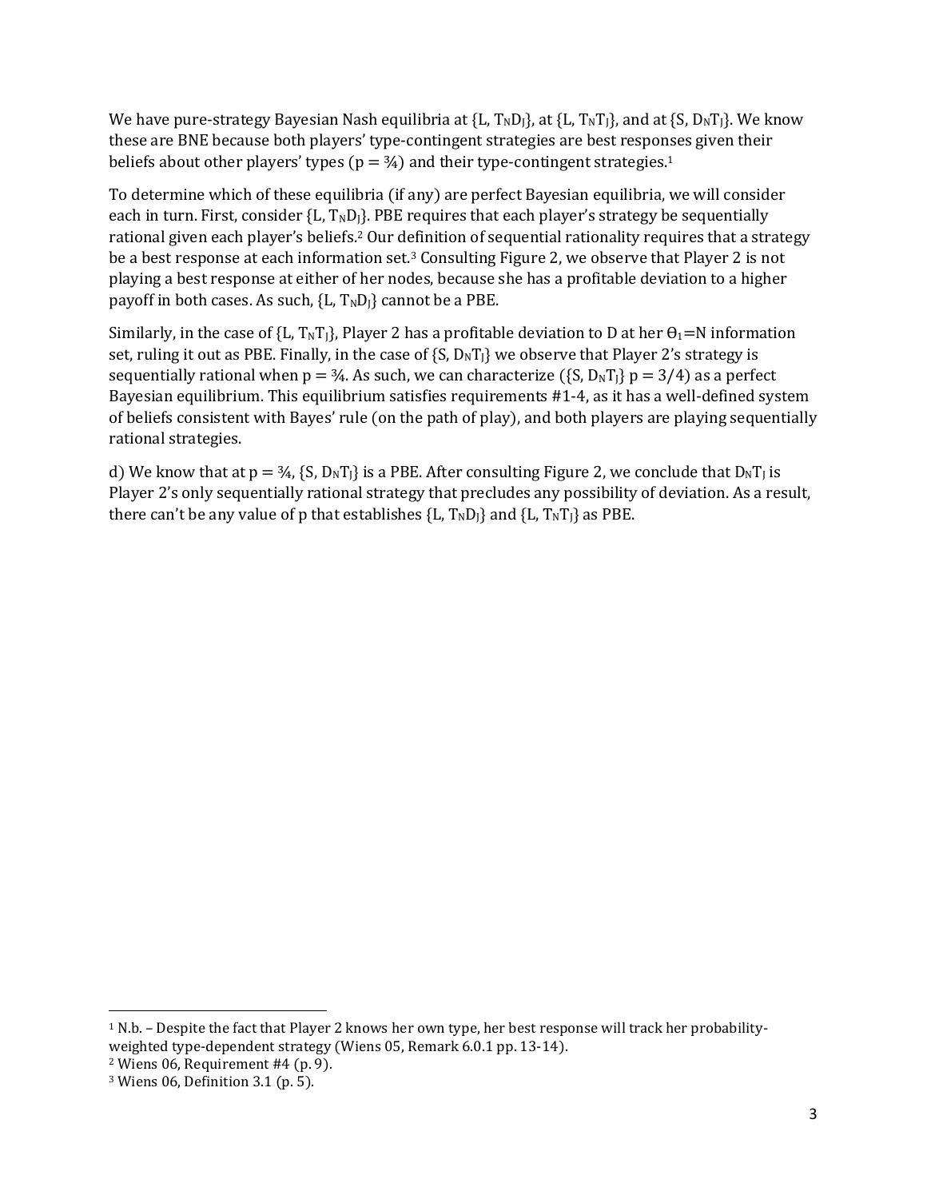We have pure-strategy Bayesian Nash equilibria at {L, $T_N D_J$}, at {L, $T_N T_J$}, and at {S, $D_N T_J$}. We know these are BNE because both players' type-contingent strategies are best responses given their beliefs about other players' types ($p = ¾$) and their type-contingent strategies.[1]

To determine which of these equilibria (if any) are perfect Bayesian equilibria, we will consider each in turn. First, consider {L, $T_N D_J$}. PBE requires that each player's strategy be sequentially rational given each player's beliefs.[2] Our definition of sequential rationality requires that a strategy be a best response at each information set.[3] Consulting Figure 2, we observe that Player 2 is not playing a best response at either of her nodes, because she has a profitable deviation to a higher payoff in both cases. As such, {L, $T_N D_J$} cannot be a PBE.

Similarly, in the case of {L, $T_N T_J$}, Player 2 has a profitable deviation to D at her $\Theta_1$=N information set, ruling it out as PBE. Finally, in the case of {S, $D_N T_J$} we observe that Player 2's strategy is sequentially rational when $p = ¾$. As such, we can characterize ({S, $D_N T_J$} $p = 3/4$) as a perfect Bayesian equilibrium. This equilibrium satisfies requirements #1-4, as it has a well-defined system of beliefs consistent with Bayes' rule (on the path of play), and both players are playing sequentially rational strategies.

d) We know that at $p = ¾$, {S, $D_N T_J$} is a PBE. After consulting Figure 2, we conclude that $D_N T_J$ is Player 2's only sequentially rational strategy that precludes any possibility of deviation. As a result, there can't be any value of p that establishes {L, $T_N D_J$} and {L, $T_N T_J$} as PBE.

---

[1] N.b. – Despite the fact that Player 2 knows her own type, her best response will track her probability-weighted type-dependent strategy (Wiens 05, Remark 6.0.1 pp. 13-14).

[2] Wiens 06, Requirement #4 (p. 9).

[3] Wiens 06, Definition 3.1 (p. 5).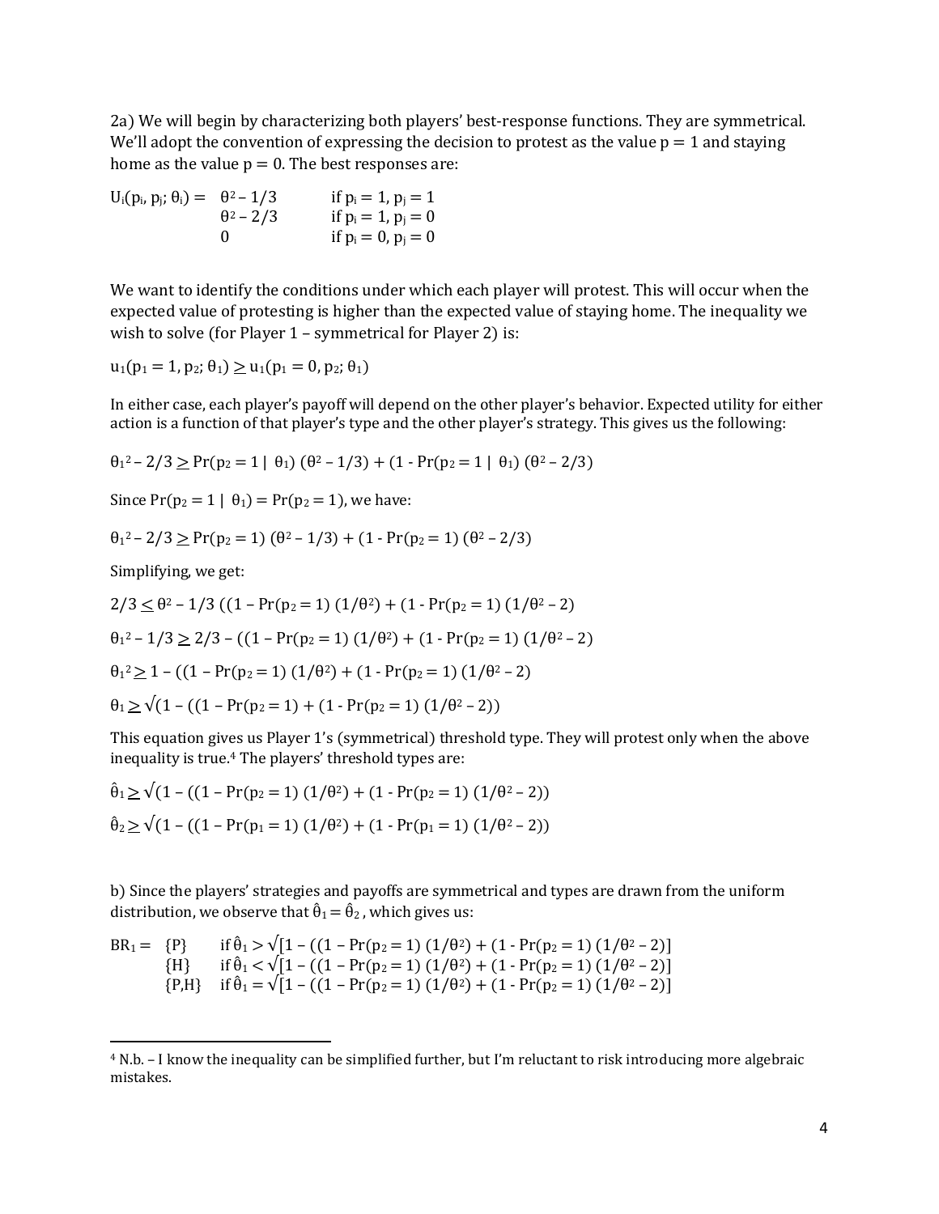2a) We will begin by characterizing both players' best-response functions. They are symmetrical. We'll adopt the convention of expressing the decision to protest as the value $p = 1$ and staying home as the value $p = 0$. The best responses are:

$$
U_i(p_i, p_j; \theta_i) = \begin{cases} \theta^2 - 1/3 & \text{if } p_i = 1, p_j = 1 \\ \theta^2 - 2/3 & \text{if } p_i = 1, p_j = 0 \\ 0 & \text{if } p_i = 0, p_j = 0 \end{cases}
$$

We want to identify the conditions under which each player will protest. This will occur when the expected value of protesting is higher than the expected value of staying home. The inequality we wish to solve (for Player 1 – symmetrical for Player 2) is:

$$u_1(p_1 = 1, p_2; \theta_1) \geq u_1(p_1 = 0, p_2; \theta_1)$$

In either case, each player's payoff will depend on the other player's behavior. Expected utility for either action is a function of that player's type and the other player's strategy. This gives us the following:

$$\theta_1{}^2 - 2/3 \geq \Pr(p_2 = 1 \mid \theta_1)\,(\theta^2 - 1/3) + (1 - \Pr(p_2 = 1 \mid \theta_1)\,(\theta^2 - 2/3)$$

Since $\Pr(p_2 = 1 \mid \theta_1) = \Pr(p_2 = 1)$, we have:

$$\theta_1{}^2 - 2/3 \geq \Pr(p_2 = 1)\,(\theta^2 - 1/3) + (1 - \Pr(p_2 = 1)\,(\theta^2 - 2/3)$$

Simplifying, we get:

$$2/3 \leq \theta^2 - 1/3\,((1 - \Pr(p_2 = 1)\,(1/\theta^2) + (1 - \Pr(p_2 = 1)\,(1/\theta^2 - 2)$$

$$\theta_1{}^2 - 1/3 \geq 2/3 - ((1 - \Pr(p_2 = 1)\,(1/\theta^2) + (1 - \Pr(p_2 = 1)\,(1/\theta^2 - 2)$$

$$\theta_1{}^2 \geq 1 - ((1 - \Pr(p_2 = 1)\,(1/\theta^2) + (1 - \Pr(p_2 = 1)\,(1/\theta^2 - 2)$$

$$\theta_1 \geq \sqrt{(1 - ((1 - \Pr(p_2 = 1) + (1 - \Pr(p_2 = 1)\,(1/\theta^2 - 2))}$$

This equation gives us Player 1's (symmetrical) threshold type. They will protest only when the above inequality is true.[4] The players' threshold types are:

$$\hat{\theta}_1 \geq \sqrt{(1 - ((1 - \Pr(p_2 = 1)\,(1/\theta^2) + (1 - \Pr(p_2 = 1)\,(1/\theta^2 - 2))}$$

$$\hat{\theta}_2 \geq \sqrt{(1 - ((1 - \Pr(p_1 = 1)\,(1/\theta^2) + (1 - \Pr(p_1 = 1)\,(1/\theta^2 - 2))}$$

b) Since the players' strategies and payoffs are symmetrical and types are drawn from the uniform distribution, we observe that $\hat{\theta}_1 = \hat{\theta}_2$, which gives us:

$$
BR_1 = \begin{cases} \{P\} & \text{if } \hat{\theta}_1 > \sqrt{[1 - ((1 - \Pr(p_2 = 1)\,(1/\theta^2) + (1 - \Pr(p_2 = 1)\,(1/\theta^2 - 2)]} \\ \{H\} & \text{if } \hat{\theta}_1 < \sqrt{[1 - ((1 - \Pr(p_2 = 1)\,(1/\theta^2) + (1 - \Pr(p_2 = 1)\,(1/\theta^2 - 2)]} \\ \{P,H\} & \text{if } \hat{\theta}_1 = \sqrt{[1 - ((1 - \Pr(p_2 = 1)\,(1/\theta^2) + (1 - \Pr(p_2 = 1)\,(1/\theta^2 - 2)]} \end{cases}
$$

---

[4] N.b. – I know the inequality can be simplified further, but I'm reluctant to risk introducing more algebraic mistakes.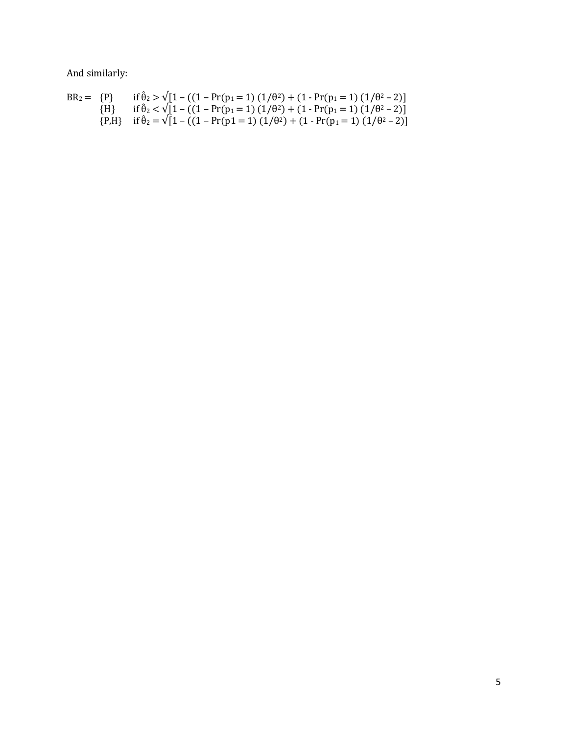And similarly:

$$
BR_2 = \begin{cases} \{P\} & \text{if } \hat{\theta}_2 > \sqrt{[1 - ((1 - Pr(p_1 = 1)\ (1/\theta^2) + (1 - Pr(p_1 = 1)\ (1/\theta^2 - 2)]} \\ \{H\} & \text{if } \hat{\theta}_2 < \sqrt{[1 - ((1 - Pr(p_1 = 1)\ (1/\theta^2) + (1 - Pr(p_1 = 1)\ (1/\theta^2 - 2)]} \\ \{P,H\} & \text{if } \hat{\theta}_2 = \sqrt{[1 - ((1 - Pr(p1 = 1)\ (1/\theta^2) + (1 - Pr(p_1 = 1)\ (1/\theta^2 - 2)]} \end{cases}
$$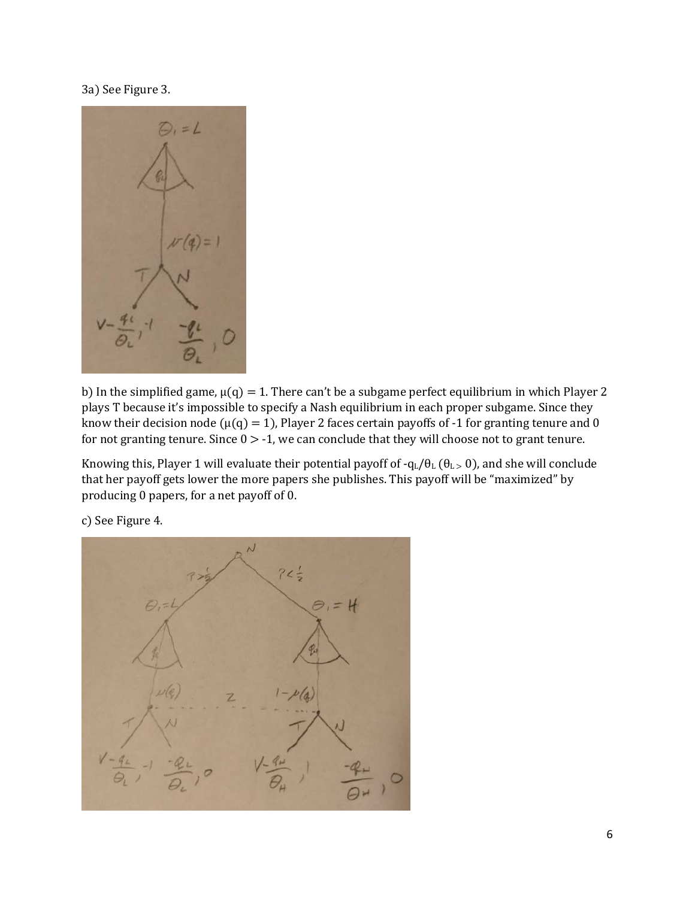3a) See Figure 3.

b) In the simplified game, $\mu(q) = 1$. There can't be a subgame perfect equilibrium in which Player 2 plays T because it's impossible to specify a Nash equilibrium in each proper subgame. Since they know their decision node ($\mu(q) = 1$), Player 2 faces certain payoffs of -1 for granting tenure and 0 for not granting tenure. Since $0 > -1$, we can conclude that they will choose not to grant tenure.

Knowing this, Player 1 will evaluate their potential payoff of $-q_L/\theta_L$ ($\theta_L > 0$), and she will conclude that her payoff gets lower the more papers she publishes. This payoff will be "maximized" by producing 0 papers, for a net payoff of 0.

c) See Figure 4.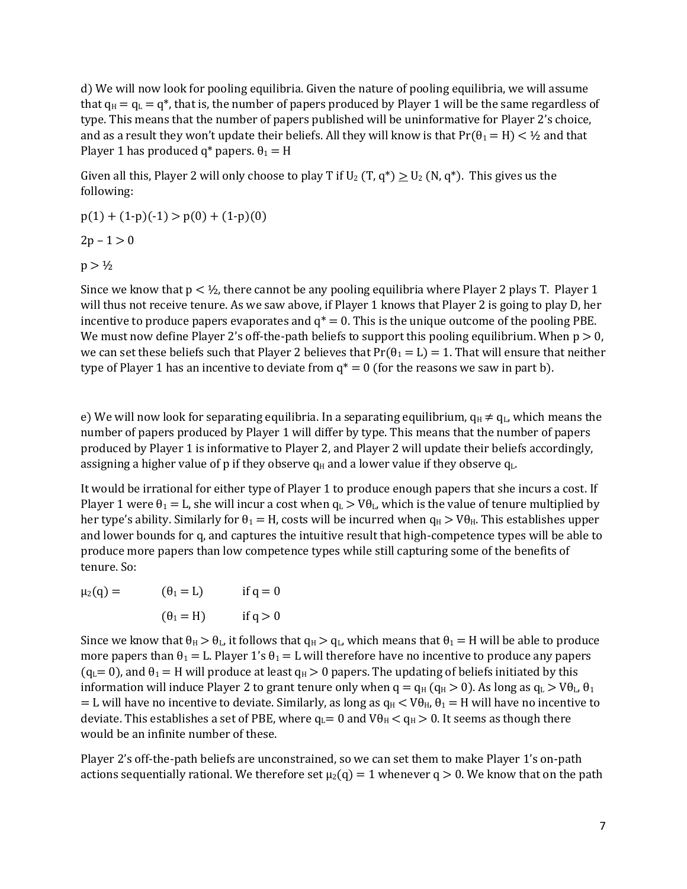d) We will now look for pooling equilibria. Given the nature of pooling equilibria, we will assume that $q_H = q_L = q^*$, that is, the number of papers produced by Player 1 will be the same regardless of type. This means that the number of papers published will be uninformative for Player 2's choice, and as a result they won't update their beliefs. All they will know is that $Pr(\theta_1 = H) < ½$ and that Player 1 has produced $q^*$ papers. $\theta_1 = H$

Given all this, Player 2 will only choose to play T if $U_2 (T, q^*) \geq U_2 (N, q^*)$. This gives us the following:

$p(1) + (1-p)(-1) > p(0) + (1-p)(0)$

$2p – 1 > 0$

$p > ½$

Since we know that $p < ½$, there cannot be any pooling equilibria where Player 2 plays T. Player 1 will thus not receive tenure. As we saw above, if Player 1 knows that Player 2 is going to play D, her incentive to produce papers evaporates and $q^* = 0$. This is the unique outcome of the pooling PBE. We must now define Player 2's off-the-path beliefs to support this pooling equilibrium. When $p > 0$, we can set these beliefs such that Player 2 believes that $Pr(\theta_1 = L) = 1$. That will ensure that neither type of Player 1 has an incentive to deviate from $q^* = 0$ (for the reasons we saw in part b).

e) We will now look for separating equilibria. In a separating equilibrium, $q_H \neq q_L$, which means the number of papers produced by Player 1 will differ by type. This means that the number of papers produced by Player 1 is informative to Player 2, and Player 2 will update their beliefs accordingly, assigning a higher value of p if they observe $q_H$ and a lower value if they observe $q_L$.

It would be irrational for either type of Player 1 to produce enough papers that she incurs a cost. If Player 1 were $\theta_1 = L$, she will incur a cost when $q_L > V\theta_L$, which is the value of tenure multiplied by her type's ability. Similarly for $\theta_1 = H$, costs will be incurred when $q_H > V\theta_H$. This establishes upper and lower bounds for q, and captures the intuitive result that high-competence types will be able to produce more papers than low competence types while still capturing some of the benefits of tenure. So:

$$\mu_2(q) = \begin{cases} (\theta_1 = L) & \text{if } q = 0 \\ (\theta_1 = H) & \text{if } q > 0 \end{cases}$$

Since we know that $\theta_H > \theta_L$, it follows that $q_H > q_L$, which means that $\theta_1 = H$ will be able to produce more papers than $\theta_1 = L$. Player 1's $\theta_1 = L$ will therefore have no incentive to produce any papers ($q_L = 0$), and $\theta_1 = H$ will produce at least $q_H > 0$ papers. The updating of beliefs initiated by this information will induce Player 2 to grant tenure only when $q = q_H$ ($q_H > 0$). As long as $q_L > V\theta_L$, $\theta_1 = L$ will have no incentive to deviate. Similarly, as long as $q_H < V\theta_H$, $\theta_1 = H$ will have no incentive to deviate. This establishes a set of PBE, where $q_L = 0$ and $V\theta_H < q_H > 0$. It seems as though there would be an infinite number of these.

Player 2's off-the-path beliefs are unconstrained, so we can set them to make Player 1's on-path actions sequentially rational. We therefore set $\mu_2(q) = 1$ whenever $q > 0$. We know that on the path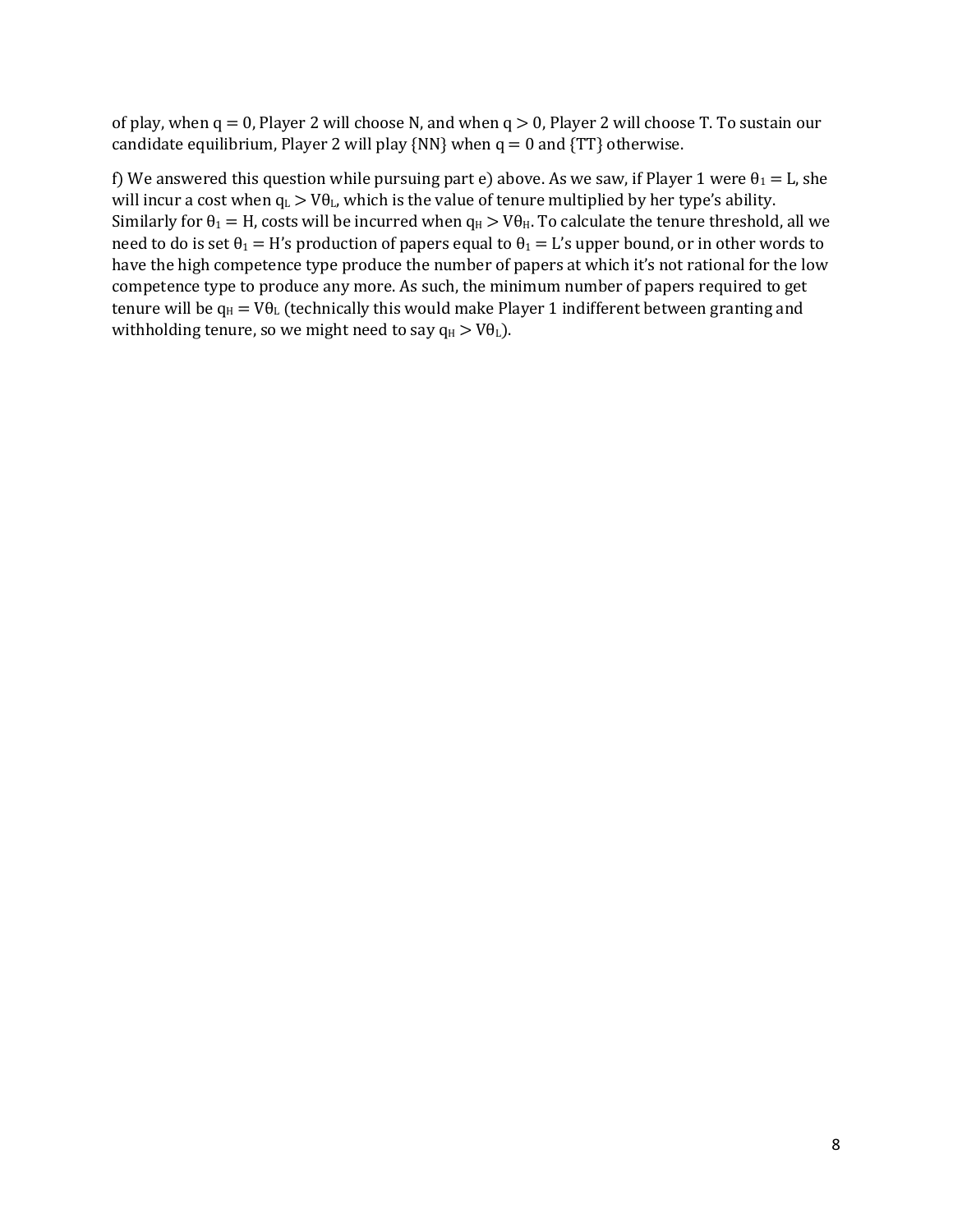of play, when $q = 0$, Player 2 will choose N, and when $q > 0$, Player 2 will choose T. To sustain our candidate equilibrium, Player 2 will play {NN} when $q = 0$ and {TT} otherwise.

f) We answered this question while pursuing part e) above. As we saw, if Player 1 were $\theta_1 = L$, she will incur a cost when $q_L > V\theta_L$, which is the value of tenure multiplied by her type's ability. Similarly for $\theta_1 = H$, costs will be incurred when $q_H > V\theta_H$. To calculate the tenure threshold, all we need to do is set $\theta_1 = H$'s production of papers equal to $\theta_1 = L$'s upper bound, or in other words to have the high competence type produce the number of papers at which it's not rational for the low competence type to produce any more. As such, the minimum number of papers required to get tenure will be $q_H = V\theta_L$ (technically this would make Player 1 indifferent between granting and withholding tenure, so we might need to say $q_H > V\theta_L$).